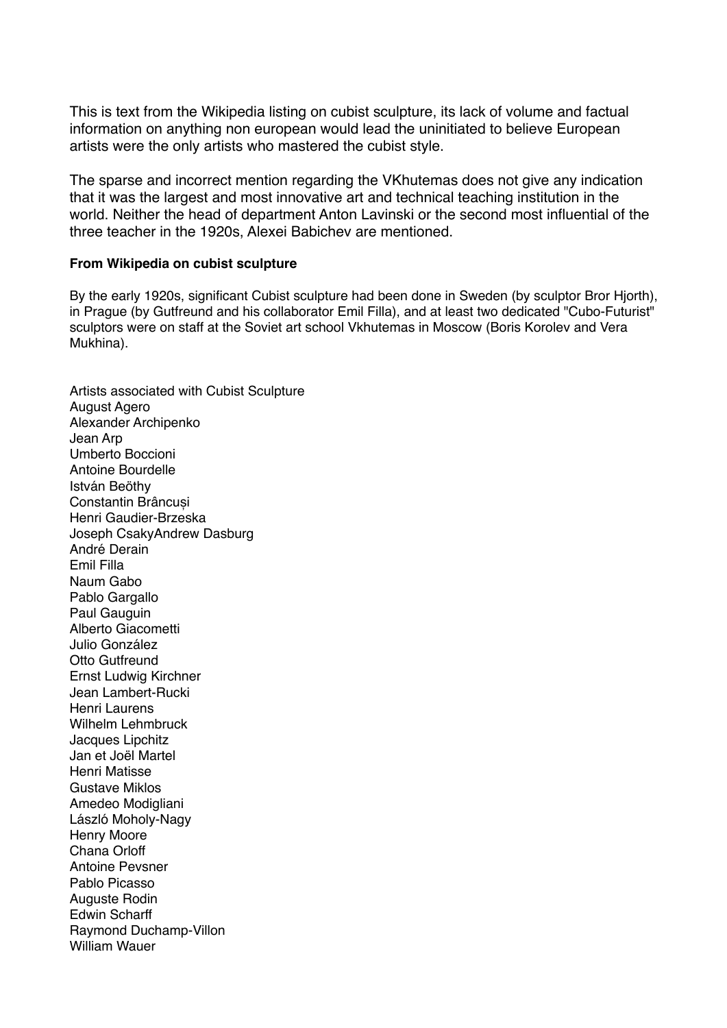This is text from the Wikipedia listing on cubist sculpture, its lack of volume and factual information on anything non european would lead the uninitiated to believe European artists were the only artists who mastered the cubist style.

The sparse and incorrect mention regarding the VKhutemas does not give any indication that it was the largest and most innovative art and technical teaching institution in the world. Neither the head of department Anton Lavinski or the second most influential of the three teacher in the 1920s, Alexei Babichev are mentioned.

**From Wikipedia on cubist sculpture**

By the early 1920s, significant Cubist sculpture had been done in Sweden (by sculptor Bror Hjorth), in Prague (by Gutfreund and his collaborator Emil Filla), and at least two dedicated "Cubo-Futurist" sculptors were on staff at the Soviet art school Vkhutemas in Moscow (Boris Korolev and Vera Mukhina).

Artists associated with Cubist Sculpture
August Agero
Alexander Archipenko
Jean Arp
Umberto Boccioni
Antoine Bourdelle
István Beöthy
Constantin Brâncuși
Henri Gaudier-Brzeska
Joseph CsakyAndrew Dasburg
André Derain
Emil Filla
Naum Gabo
Pablo Gargallo
Paul Gauguin
Alberto Giacometti
Julio González
Otto Gutfreund
Ernst Ludwig Kirchner
Jean Lambert-Rucki
Henri Laurens
Wilhelm Lehmbruck
Jacques Lipchitz
Jan et Joël Martel
Henri Matisse
Gustave Miklos
Amedeo Modigliani
László Moholy-Nagy
Henry Moore
Chana Orloff
Antoine Pevsner
Pablo Picasso
Auguste Rodin
Edwin Scharff
Raymond Duchamp-Villon
William Wauer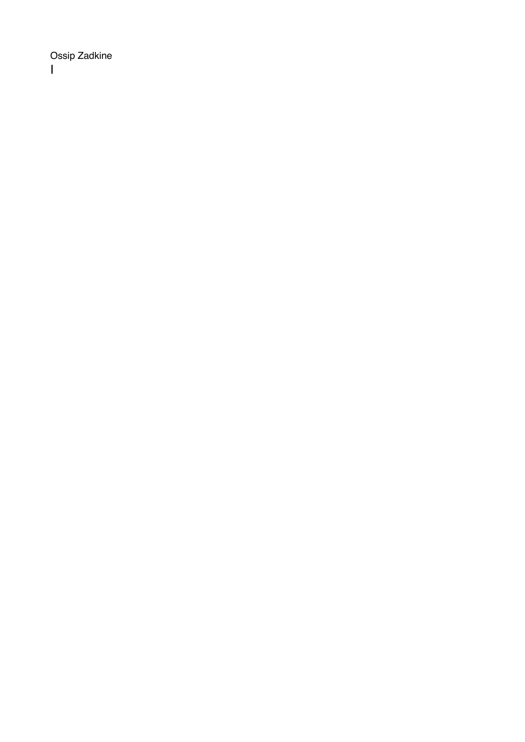Ossip Zadkine

I